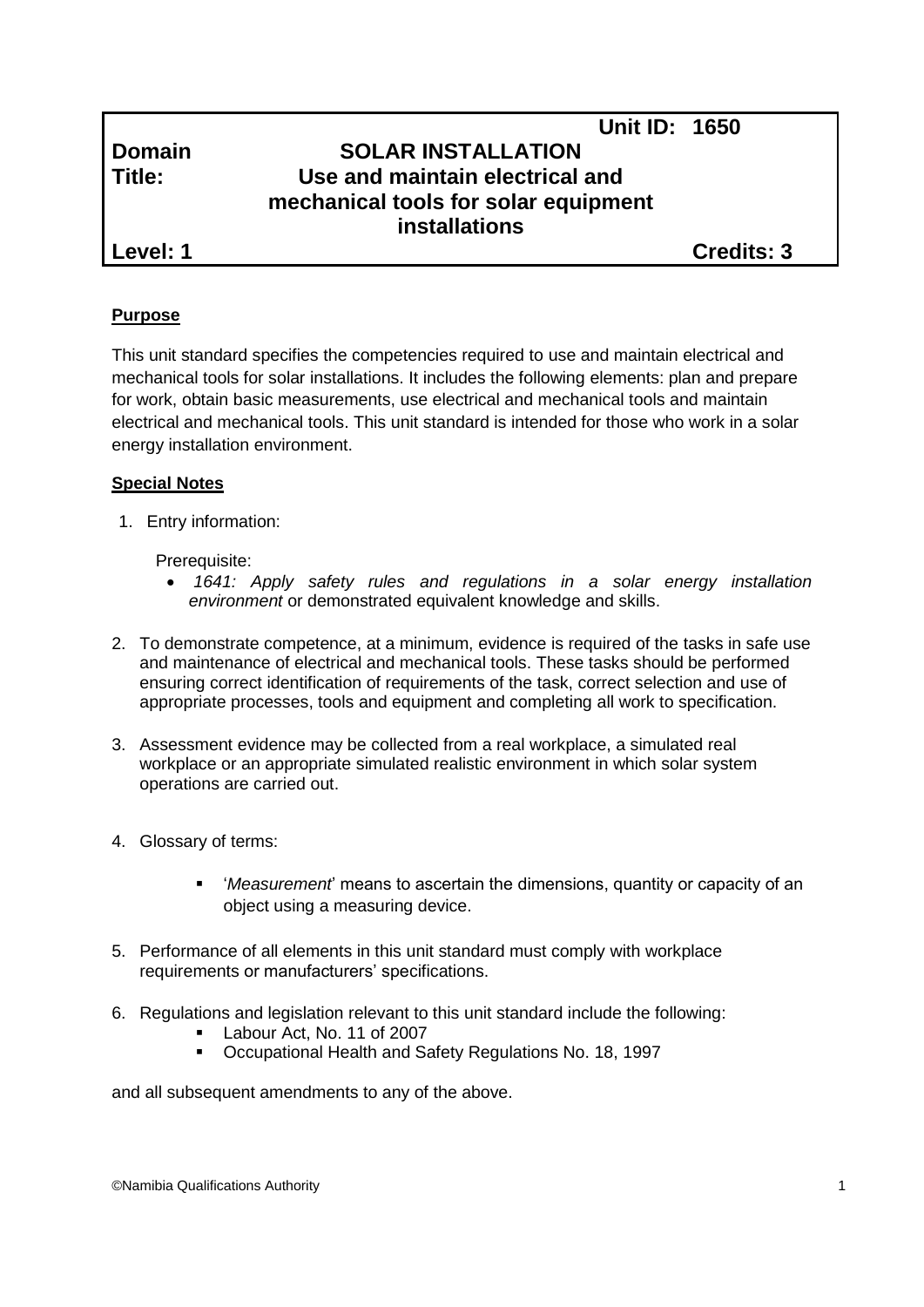| | | |
|---|---|---|
| | | **Unit ID: 1650** |
| **Domain** | **SOLAR INSTALLATION** | |
| **Title:** | **Use and maintain electrical and mechanical tools for solar equipment installations** | |
| **Level: 1** | | **Credits: 3** |

## Purpose

This unit standard specifies the competencies required to use and maintain electrical and mechanical tools for solar installations. It includes the following elements: plan and prepare for work, obtain basic measurements, use electrical and mechanical tools and maintain electrical and mechanical tools. This unit standard is intended for those who work in a solar energy installation environment.

## Special Notes

1. Entry information:

   Prerequisite:
   - *1641: Apply safety rules and regulations in a solar energy installation environment* or demonstrated equivalent knowledge and skills.

2. To demonstrate competence, at a minimum, evidence is required of the tasks in safe use and maintenance of electrical and mechanical tools. These tasks should be performed ensuring correct identification of requirements of the task, correct selection and use of appropriate processes, tools and equipment and completing all work to specification.

3. Assessment evidence may be collected from a real workplace, a simulated real workplace or an appropriate simulated realistic environment in which solar system operations are carried out.

4. Glossary of terms:

   - '*Measurement*' means to ascertain the dimensions, quantity or capacity of an object using a measuring device.

5. Performance of all elements in this unit standard must comply with workplace requirements or manufacturers' specifications.

6. Regulations and legislation relevant to this unit standard include the following:
   - Labour Act, No. 11 of 2007
   - Occupational Health and Safety Regulations No. 18, 1997

and all subsequent amendments to any of the above.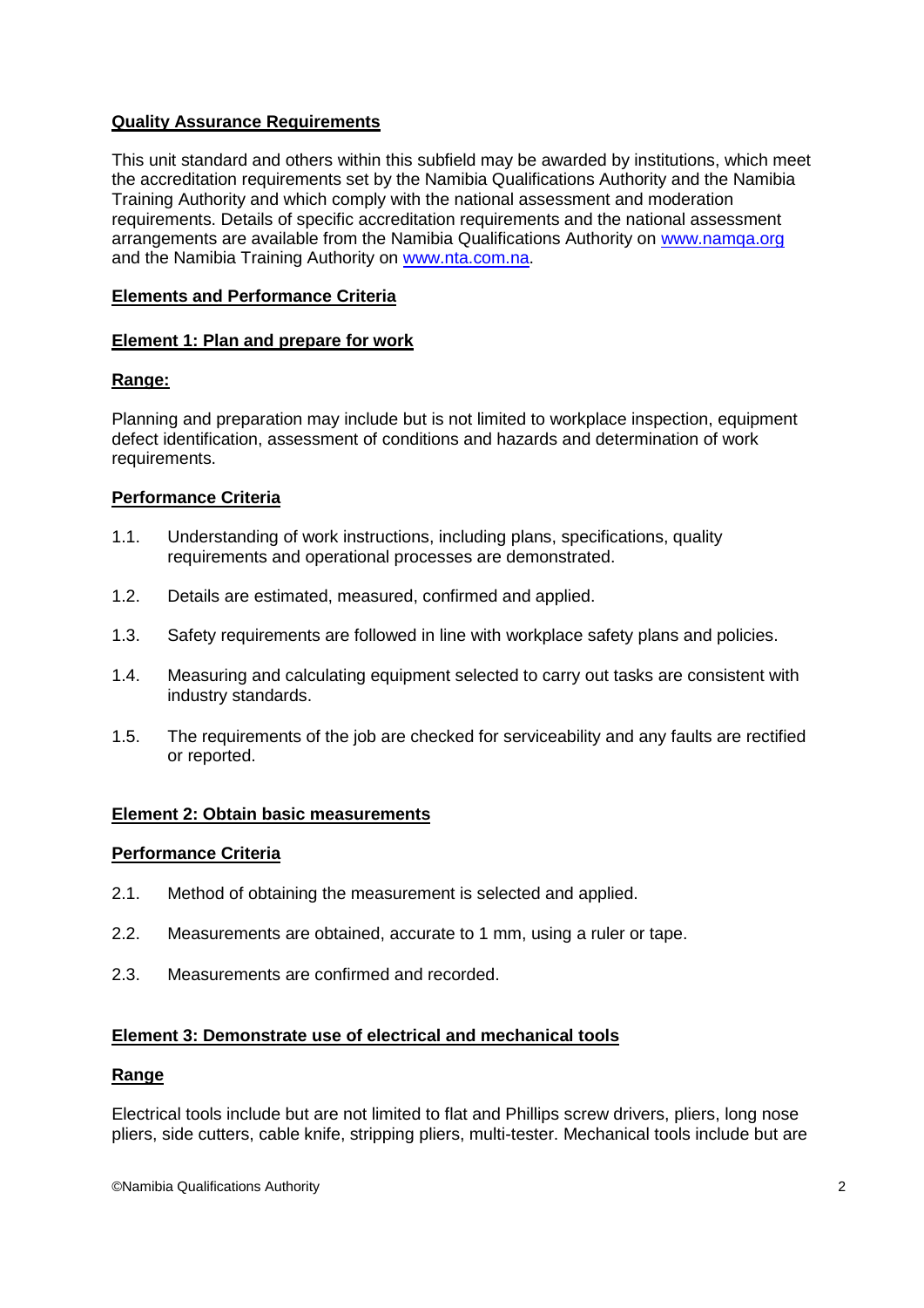**Quality Assurance Requirements**

This unit standard and others within this subfield may be awarded by institutions, which meet the accreditation requirements set by the Namibia Qualifications Authority and the Namibia Training Authority and which comply with the national assessment and moderation requirements. Details of specific accreditation requirements and the national assessment arrangements are available from the Namibia Qualifications Authority on www.namqa.org and the Namibia Training Authority on www.nta.com.na.

**Elements and Performance Criteria**

**Element 1: Plan and prepare for work**

**Range:**

Planning and preparation may include but is not limited to workplace inspection, equipment defect identification, assessment of conditions and hazards and determination of work requirements.

**Performance Criteria**

1.1. Understanding of work instructions, including plans, specifications, quality requirements and operational processes are demonstrated.

1.2. Details are estimated, measured, confirmed and applied.

1.3. Safety requirements are followed in line with workplace safety plans and policies.

1.4. Measuring and calculating equipment selected to carry out tasks are consistent with industry standards.

1.5. The requirements of the job are checked for serviceability and any faults are rectified or reported.

**Element 2: Obtain basic measurements**

**Performance Criteria**

2.1. Method of obtaining the measurement is selected and applied.

2.2. Measurements are obtained, accurate to 1 mm, using a ruler or tape.

2.3. Measurements are confirmed and recorded.

**Element 3: Demonstrate use of electrical and mechanical tools**

**Range**

Electrical tools include but are not limited to flat and Phillips screw drivers, pliers, long nose pliers, side cutters, cable knife, stripping pliers, multi-tester. Mechanical tools include but are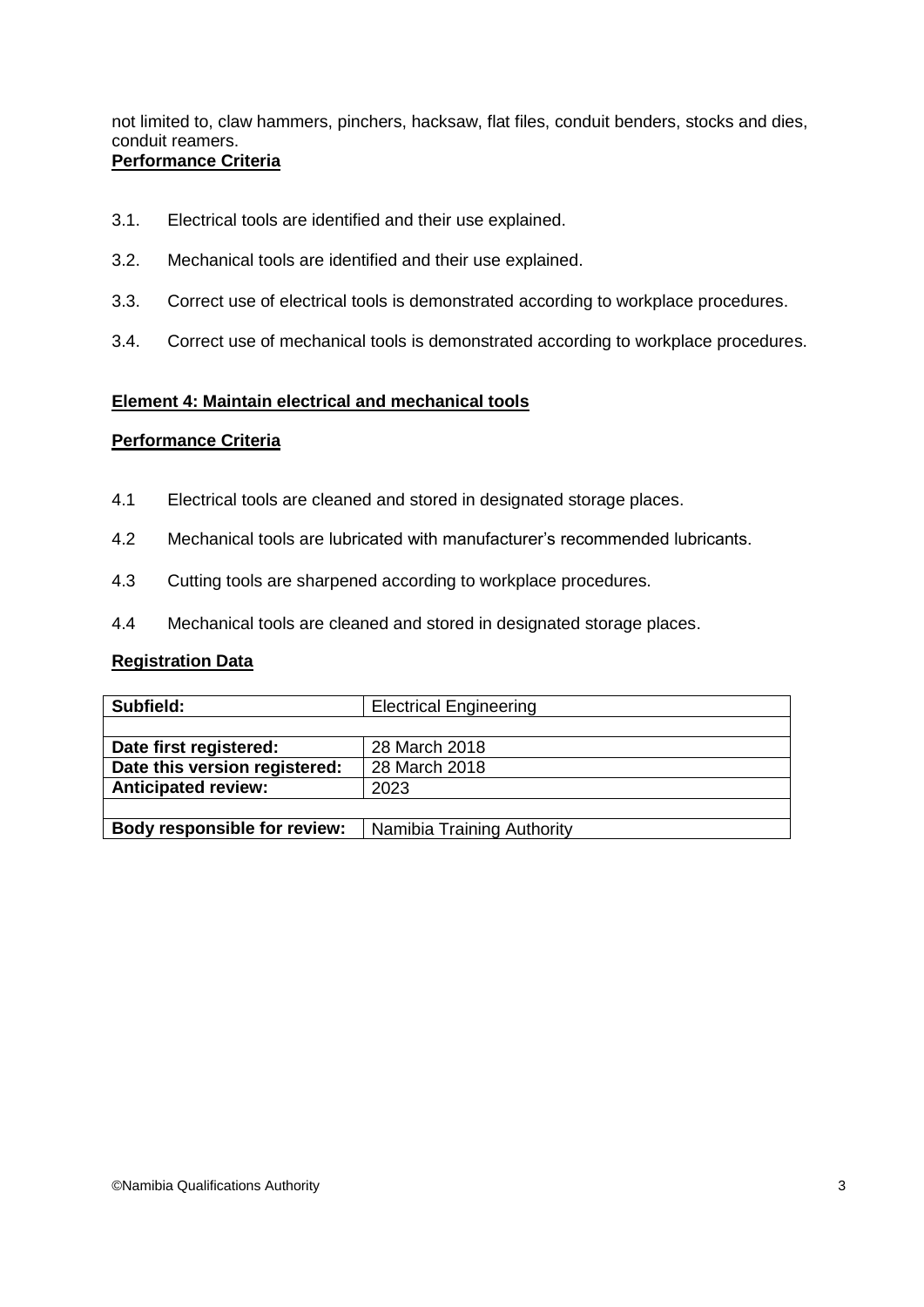not limited to, claw hammers, pinchers, hacksaw, flat files, conduit benders, stocks and dies, conduit reamers.

**Performance Criteria**

3.1. Electrical tools are identified and their use explained.

3.2. Mechanical tools are identified and their use explained.

3.3. Correct use of electrical tools is demonstrated according to workplace procedures.

3.4. Correct use of mechanical tools is demonstrated according to workplace procedures.

**Element 4: Maintain electrical and mechanical tools**

**Performance Criteria**

4.1 Electrical tools are cleaned and stored in designated storage places.

4.2 Mechanical tools are lubricated with manufacturer's recommended lubricants.

4.3 Cutting tools are sharpened according to workplace procedures.

4.4 Mechanical tools are cleaned and stored in designated storage places.

**Registration Data**

| | |
|---|---|
| **Subfield:** | Electrical Engineering |
| | |
| **Date first registered:** | 28 March 2018 |
| **Date this version registered:** | 28 March 2018 |
| **Anticipated review:** | 2023 |
| | |
| **Body responsible for review:** | Namibia Training Authority |

©Namibia Qualifications Authority